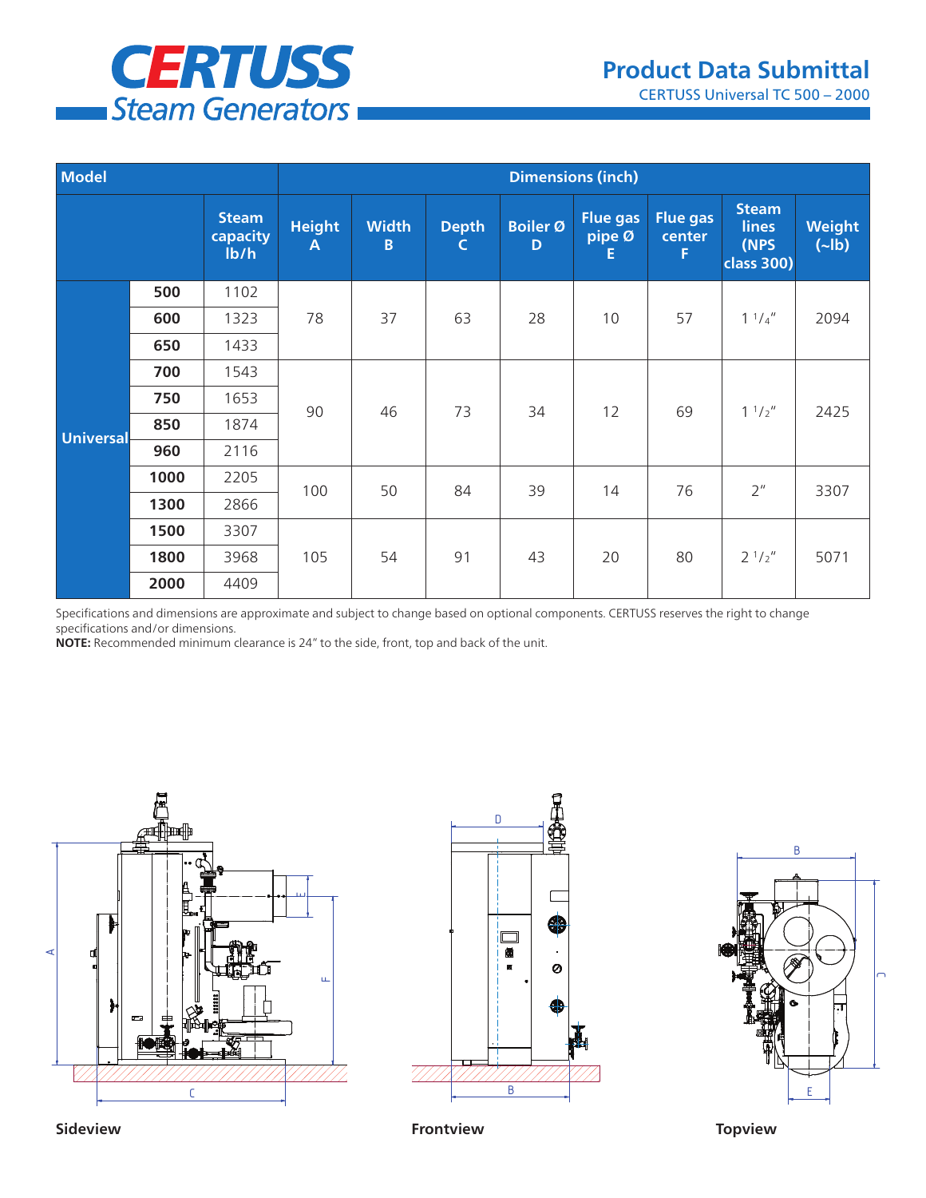# CERTUSS Steam Generators

## Product Data Submittal

CERTUSS Universal TC 500 – 2000

| Model | | Steam capacity lb/h | Height A | Width B | Depth C | Boiler Ø D | Flue gas pipe Ø E | Flue gas center F | Steam lines (NPS class 300) | Weight (~lb) |
|---|---|---|---|---|---|---|---|---|---|---|
| | | | Dimensions (inch) | | | | | | | |
| Universal | 500 | 1102 | 78 | 37 | 63 | 28 | 10 | 57 | 1 1/4″ | 2094 |
| | 600 | 1323 | | | | | | | | |
| | 650 | 1433 | | | | | | | | |
| | 700 | 1543 | 90 | 46 | 73 | 34 | 12 | 69 | 1 1/2″ | 2425 |
| | 750 | 1653 | | | | | | | | |
| | 850 | 1874 | | | | | | | | |
| | 960 | 2116 | | | | | | | | |
| | 1000 | 2205 | 100 | 50 | 84 | 39 | 14 | 76 | 2″ | 3307 |
| | 1300 | 2866 | | | | | | | | |
| | 1500 | 3307 | 105 | 54 | 91 | 43 | 20 | 80 | 2 1/2″ | 5071 |
| | 1800 | 3968 | | | | | | | | |
| | 2000 | 4409 | | | | | | | | |

Specifications and dimensions are approximate and subject to change based on optional components. CERTUSS reserves the right to change specifications and/or dimensions.

**NOTE:** Recommended minimum clearance is 24″ to the side, front, top and back of the unit.

**Sideview** **Frontview** **Topview**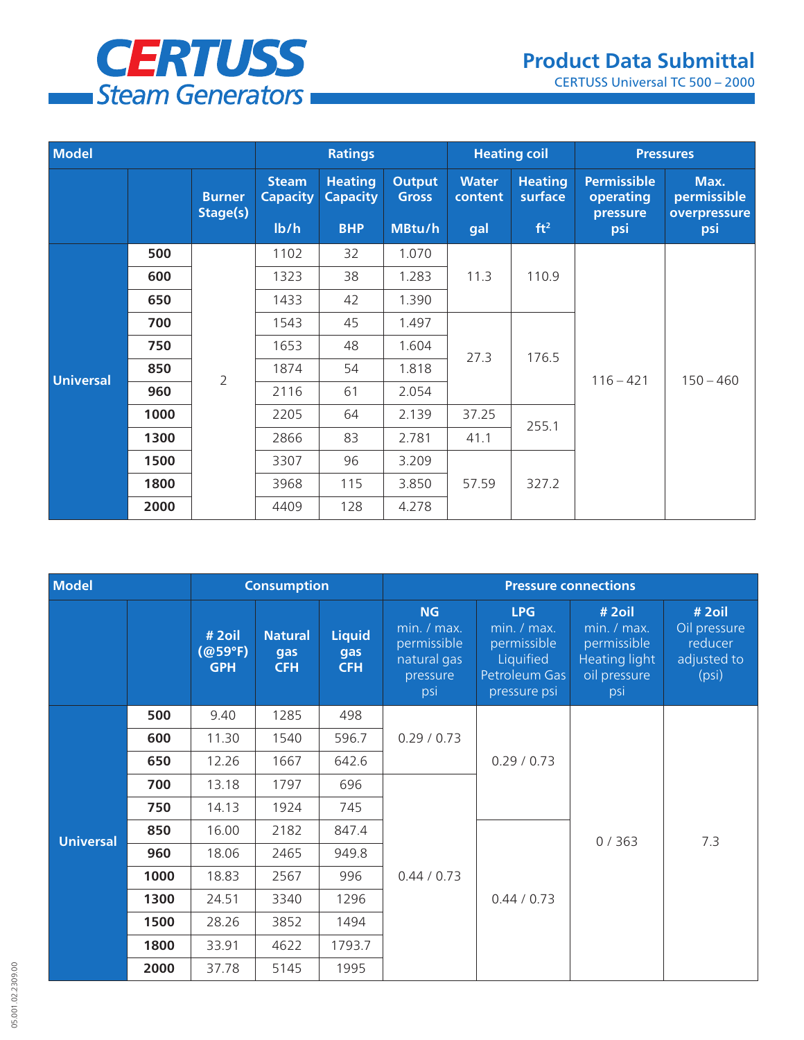# CERTUSS Steam Generators

## Product Data Submittal

CERTUSS Universal TC 500 – 2000

| Model | | | Ratings | | | Heating coil | | Pressures | |
|---|---|---|---|---|---|---|---|---|---|
| | | Burner Stage(s) | Steam Capacity lb/h | Heating Capacity BHP | Output Gross MBtu/h | Water content gal | Heating surface ft² | Permissible operating pressure psi | Max. permissible overpressure psi |
| Universal | 500 | 2 | 1102 | 32 | 1.070 | 11.3 | 110.9 | 116 – 421 | 150 – 460 |
| | 600 | | 1323 | 38 | 1.283 | | | | |
| | 650 | | 1433 | 42 | 1.390 | | | | |
| | 700 | | 1543 | 45 | 1.497 | 27.3 | 176.5 | | |
| | 750 | | 1653 | 48 | 1.604 | | | | |
| | 850 | | 1874 | 54 | 1.818 | | | | |
| | 960 | | 2116 | 61 | 2.054 | | | | |
| | 1000 | | 2205 | 64 | 2.139 | 37.25 | 255.1 | | |
| | 1300 | | 2866 | 83 | 2.781 | 41.1 | | | |
| | 1500 | | 3307 | 96 | 3.209 | 57.59 | 327.2 | | |
| | 1800 | | 3968 | 115 | 3.850 | | | | |
| | 2000 | | 4409 | 128 | 4.278 | | | | |

| Model | | Consumption | | | Pressure connections | | | |
|---|---|---|---|---|---|---|---|---|
| | | # 2oil (@59°F) GPH | Natural gas CFH | Liquid gas CFH | NG min. / max. permissible natural gas pressure psi | LPG min. / max. permissible Liquified Petroleum Gas pressure psi | # 2oil min. / max. permissible Heating light oil pressure psi | # 2oil Oil pressure reducer adjusted to (psi) |
| Universal | 500 | 9.40 | 1285 | 498 | 0.29 / 0.73 | 0.29 / 0.73 | 0 / 363 | 7.3 |
| | 600 | 11.30 | 1540 | 596.7 | | | | |
| | 650 | 12.26 | 1667 | 642.6 | | | | |
| | 700 | 13.18 | 1797 | 696 | 0.44 / 0.73 | | | |
| | 750 | 14.13 | 1924 | 745 | | | | |
| | 850 | 16.00 | 2182 | 847.4 | | 0.44 / 0.73 | | |
| | 960 | 18.06 | 2465 | 949.8 | | | | |
| | 1000 | 18.83 | 2567 | 996 | | | | |
| | 1300 | 24.51 | 3340 | 1296 | | | | |
| | 1500 | 28.26 | 3852 | 1494 | | | | |
| | 1800 | 33.91 | 4622 | 1793.7 | | | | |
| | 2000 | 37.78 | 5145 | 1995 | | | | |

05.001.02.2309.00